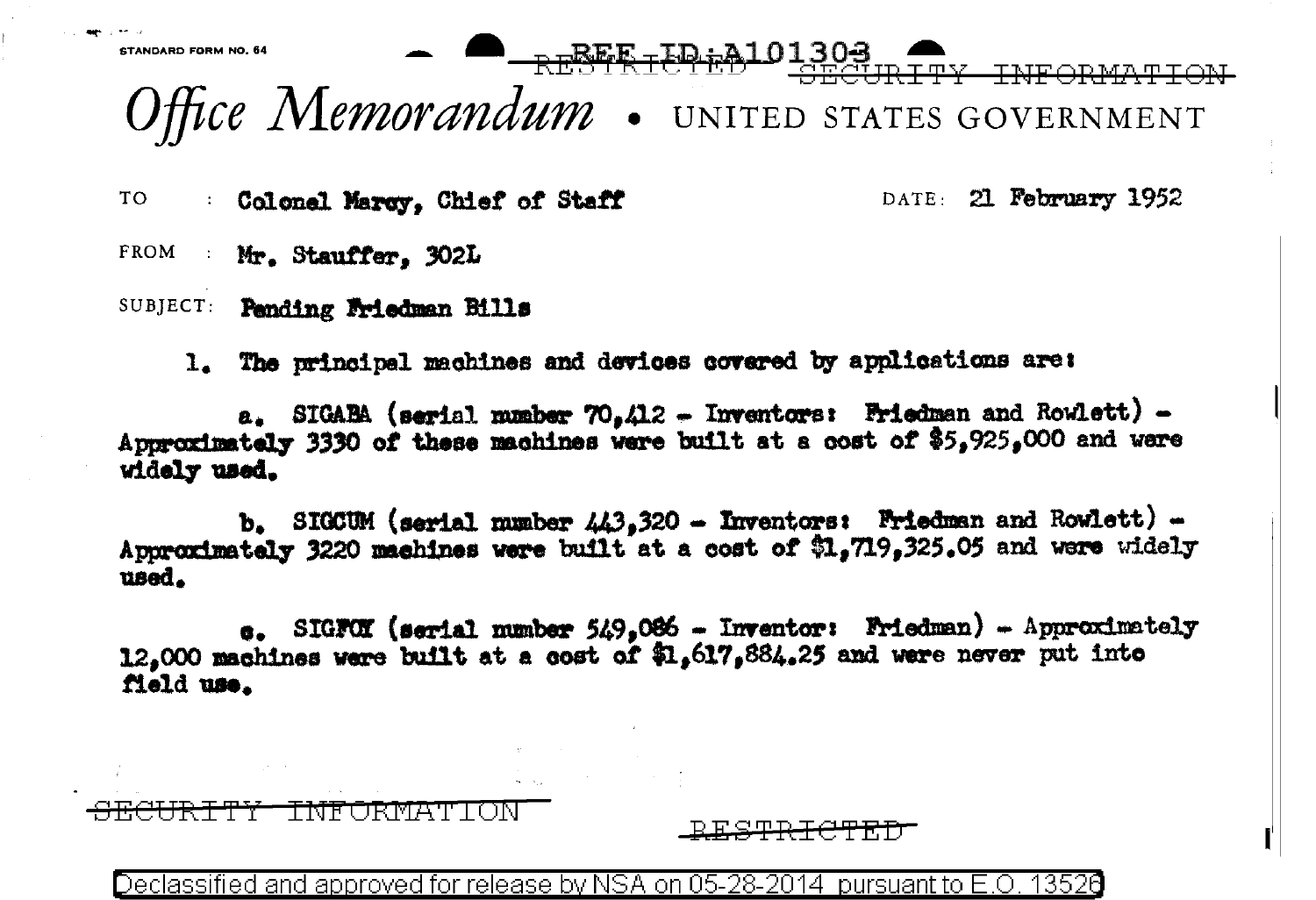STANDARD FORM NO. 64

REF ID:A101303

~~RESTRICTED~~ ~~SECURITY INFORMATION~~

# *Office Memorandum* • UNITED STATES GOVERNMENT

TO : Colonel Marcy, Chief of Staff DATE: 21 February 1952

FROM : Mr. Stauffer, 302L

SUBJECT: Pending Friedman Bills

1. The principal machines and devices covered by applications are:

a. SIGABA (serial number 70,412 - Inventors: Friedman and Rowlett) - Approximately 3330 of these machines were built at a cost of $5,925,000 and were widely used.

b. SIGCUM (serial number 443,320 - Inventors: Friedman and Rowlett) - Approximately 3220 machines were built at a cost of $1,719,325.05 and were widely used.

c. SIGFOY (serial number 549,086 - Inventor: Friedman) - Approximately 12,000 machines were built at a cost of $1,617,884.25 and were never put into field use.

~~SECURITY INFORMATION~~ ~~RESTRICTED~~

Declassified and approved for release by NSA on 05-28-2014 pursuant to E.O. 13526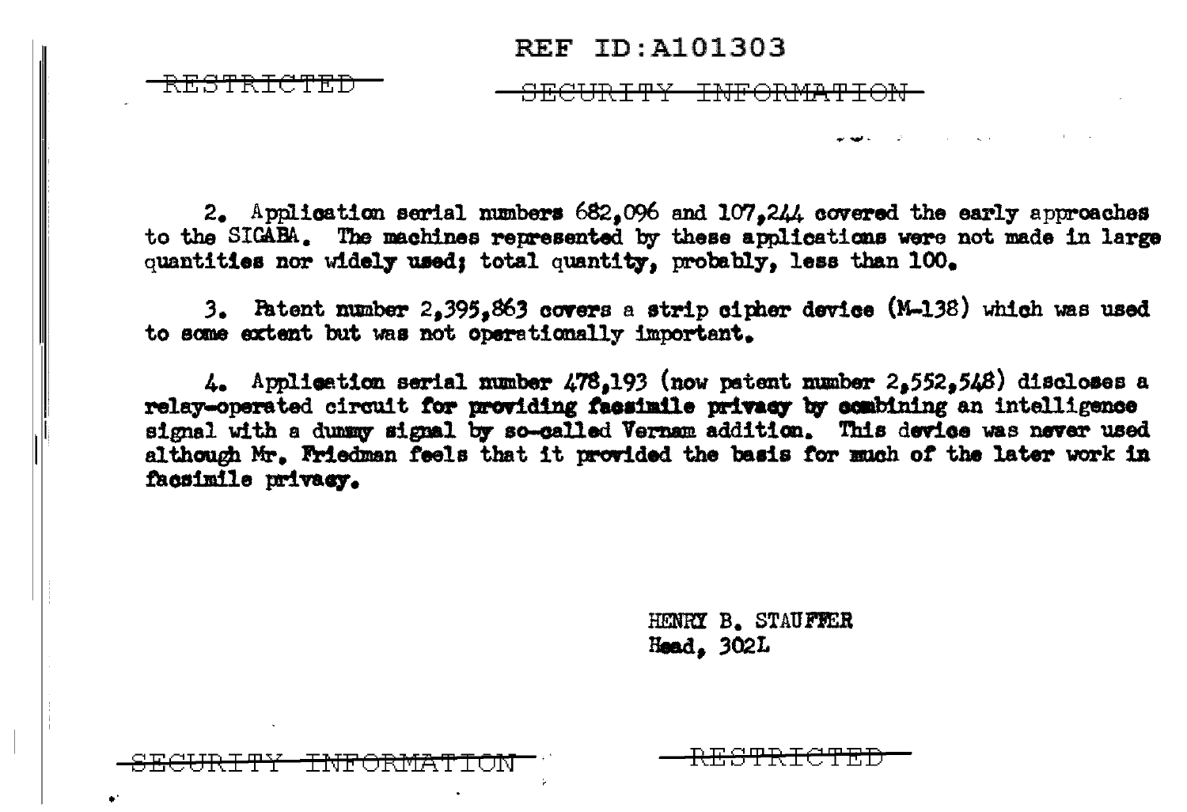2. Application serial numbers 682,096 and 107,244 covered the early approaches to the SIGABA. The machines represented by these applications were not made in large quantities nor widely used; total quantity, probably, less than 100.

3. Patent number 2,395,863 covers a strip cipher device (M-138) which was used to some extent but was not operationally important.

4. Application serial number 478,193 (now patent number 2,552,548) discloses a relay-operated circuit for providing facsimile privacy by combining an intelligence signal with a dummy signal by so-called Vernam addition. This device was never used although Mr. Friedman feels that it provided the basis for much of the later work in facsimile privacy.

HENRY B. STAUFFER
Head, 302L